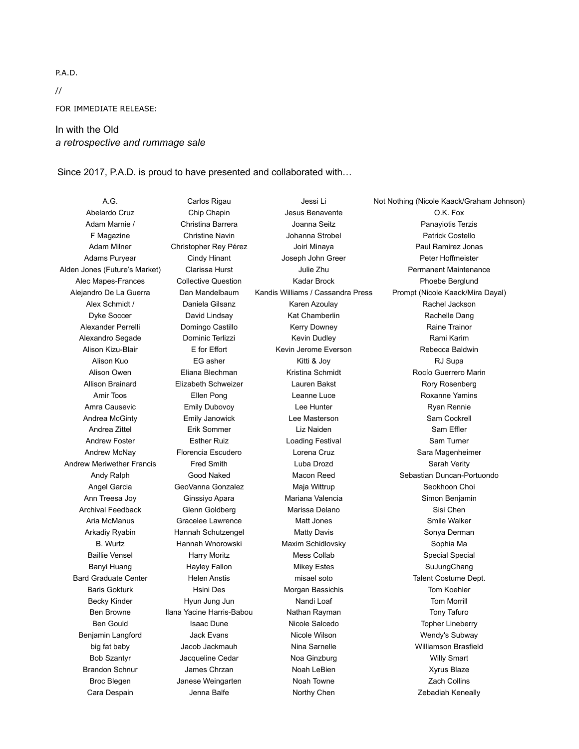P.A.D.

//

FOR IMMEDIATE RELEASE:

## In with the Old
*a retrospective and rummage sale*

Since 2017, P.A.D. is proud to have presented and collaborated with…

A.G.
Abelardo Cruz
Adam Marnie /
F Magazine
Adam Milner
Adams Puryear
Alden Jones (Future's Market)
Alec Mapes-Frances
Alejandro De La Guerra
Alex Schmidt /
Dyke Soccer
Alexander Perrelli
Alexandro Segade
Alison Kizu-Blair
Alison Kuo
Alison Owen
Allison Brainard
Amir Toos
Amra Causevic
Andrea McGinty
Andrea Zittel
Andrew Foster
Andrew McNay
Andrew Meriwether Francis
Andy Ralph
Angel Garcia
Ann Treesa Joy
Archival Feedback
Aria McManus
Arkadiy Ryabin
B. Wurtz
Baillie Vensel
Banyi Huang
Bard Graduate Center
Baris Gokturk
Becky Kinder
Ben Browne
Ben Gould
Benjamin Langford
big fat baby
Bob Szantyr
Brandon Schnur
Broc Blegen
Cara Despain
Carlos Rigau
Chip Chapin
Christina Barrera
Christine Navin
Christopher Rey Pérez
Cindy Hinant
Clarissa Hurst
Collective Question
Dan Mandelbaum
Daniela Gilsanz
David Lindsay
Domingo Castillo
Dominic Terlizzi
E for Effort
EG asher
Eliana Blechman
Elizabeth Schweizer
Ellen Pong
Emily Dubovoy
Emily Janowick
Erik Sommer
Esther Ruiz
Florencia Escudero
Fred Smith
Good Naked
GeoVanna Gonzalez
Ginssiyo Apara
Glenn Goldberg
Gracelee Lawrence
Hannah Schutzengel
Hannah Wnorowski
Harry Moritz
Hayley Fallon
Helen Anstis
Hsini Des
Hyun Jung Jun
Ilana Yacine Harris-Babou
Isaac Dune
Jack Evans
Jacob Jackmauh
Jacqueline Cedar
James Chrzan
Janese Weingarten
Jenna Balfe
Jessi Li
Jesus Benavente
Joanna Seitz
Johanna Strobel
Joiri Minaya
Joseph John Greer
Julie Zhu
Kadar Brock
Kandis Williams / Cassandra Press
Karen Azoulay
Kat Chamberlin
Kerry Downey
Kevin Dudley
Kevin Jerome Everson
Kitti & Joy
Kristina Schmidt
Lauren Bakst
Leanne Luce
Lee Hunter
Lee Masterson
Liz Naiden
Loading Festival
Lorena Cruz
Luba Drozd
Macon Reed
Maja Wittrup
Mariana Valencia
Marissa Delano
Matt Jones
Matty Davis
Maxim Schidlovsky
Mess Collab
Mikey Estes
misael soto
Morgan Bassichis
Nandi Loaf
Nathan Rayman
Nicole Salcedo
Nicole Wilson
Nina Sarnelle
Noa Ginzburg
Noah LeBien
Noah Towne
Northy Chen
Not Nothing (Nicole Kaack/Graham Johnson)
O.K. Fox
Panayiotis Terzis
Patrick Costello
Paul Ramirez Jonas
Peter Hoffmeister
Permanent Maintenance
Phoebe Berglund
Prompt (Nicole Kaack/Mira Dayal)
Rachel Jackson
Rachelle Dang
Raine Trainor
Rami Karim
Rebecca Baldwin
RJ Supa
Rocío Guerrero Marin
Rory Rosenberg
Roxanne Yamins
Ryan Rennie
Sam Cockrell
Sam Effler
Sam Turner
Sara Magenheimer
Sarah Verity
Sebastian Duncan-Portuondo
Seokhoon Choi
Simon Benjamin
Sisi Chen
Smile Walker
Sonya Derman
Sophia Ma
Special Special
SuJungChang
Talent Costume Dept.
Tom Koehler
Tom Morrill
Tony Tafuro
Topher Lineberry
Wendy's Subway
Williamson Brasfield
Willy Smart
Xyrus Blaze
Zach Collins
Zebadiah Keneally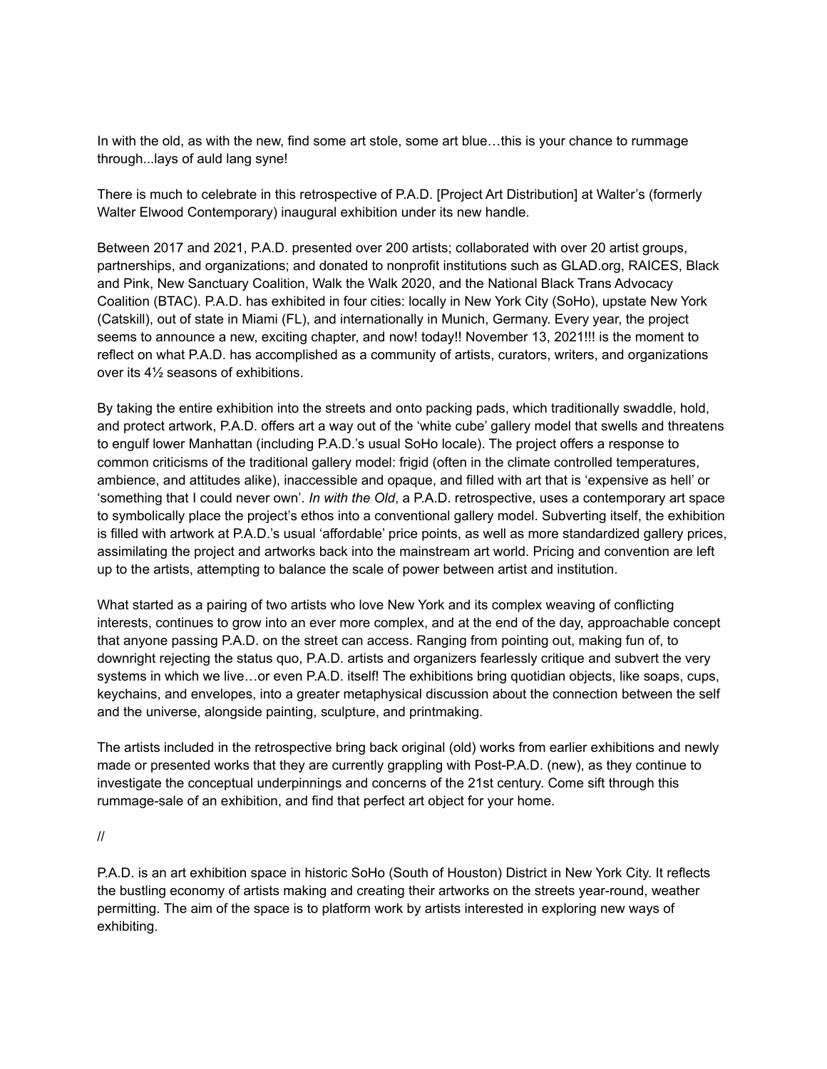In with the old, as with the new, find some art stole, some art blue…this is your chance to rummage through...lays of auld lang syne!

There is much to celebrate in this retrospective of P.A.D. [Project Art Distribution] at Walter's (formerly Walter Elwood Contemporary) inaugural exhibition under its new handle.

Between 2017 and 2021, P.A.D. presented over 200 artists; collaborated with over 20 artist groups, partnerships, and organizations; and donated to nonprofit institutions such as GLAD.org, RAICES, Black and Pink, New Sanctuary Coalition, Walk the Walk 2020, and the National Black Trans Advocacy Coalition (BTAC). P.A.D. has exhibited in four cities: locally in New York City (SoHo), upstate New York (Catskill), out of state in Miami (FL), and internationally in Munich, Germany. Every year, the project seems to announce a new, exciting chapter, and now! today!! November 13, 2021!!! is the moment to reflect on what P.A.D. has accomplished as a community of artists, curators, writers, and organizations over its 4½ seasons of exhibitions.

By taking the entire exhibition into the streets and onto packing pads, which traditionally swaddle, hold, and protect artwork, P.A.D. offers art a way out of the 'white cube' gallery model that swells and threatens to engulf lower Manhattan (including P.A.D.'s usual SoHo locale). The project offers a response to common criticisms of the traditional gallery model: frigid (often in the climate controlled temperatures, ambience, and attitudes alike), inaccessible and opaque, and filled with art that is 'expensive as hell' or 'something that I could never own'. *In with the Old*, a P.A.D. retrospective, uses a contemporary art space to symbolically place the project's ethos into a conventional gallery model. Subverting itself, the exhibition is filled with artwork at P.A.D.'s usual 'affordable' price points, as well as more standardized gallery prices, assimilating the project and artworks back into the mainstream art world. Pricing and convention are left up to the artists, attempting to balance the scale of power between artist and institution.

What started as a pairing of two artists who love New York and its complex weaving of conflicting interests, continues to grow into an ever more complex, and at the end of the day, approachable concept that anyone passing P.A.D. on the street can access. Ranging from pointing out, making fun of, to downright rejecting the status quo, P.A.D. artists and organizers fearlessly critique and subvert the very systems in which we live…or even P.A.D. itself! The exhibitions bring quotidian objects, like soaps, cups, keychains, and envelopes, into a greater metaphysical discussion about the connection between the self and the universe, alongside painting, sculpture, and printmaking.

The artists included in the retrospective bring back original (old) works from earlier exhibitions and newly made or presented works that they are currently grappling with Post-P.A.D. (new), as they continue to investigate the conceptual underpinnings and concerns of the 21st century. Come sift through this rummage-sale of an exhibition, and find that perfect art object for your home.

//

P.A.D. is an art exhibition space in historic SoHo (South of Houston) District in New York City. It reflects the bustling economy of artists making and creating their artworks on the streets year-round, weather permitting. The aim of the space is to platform work by artists interested in exploring new ways of exhibiting.